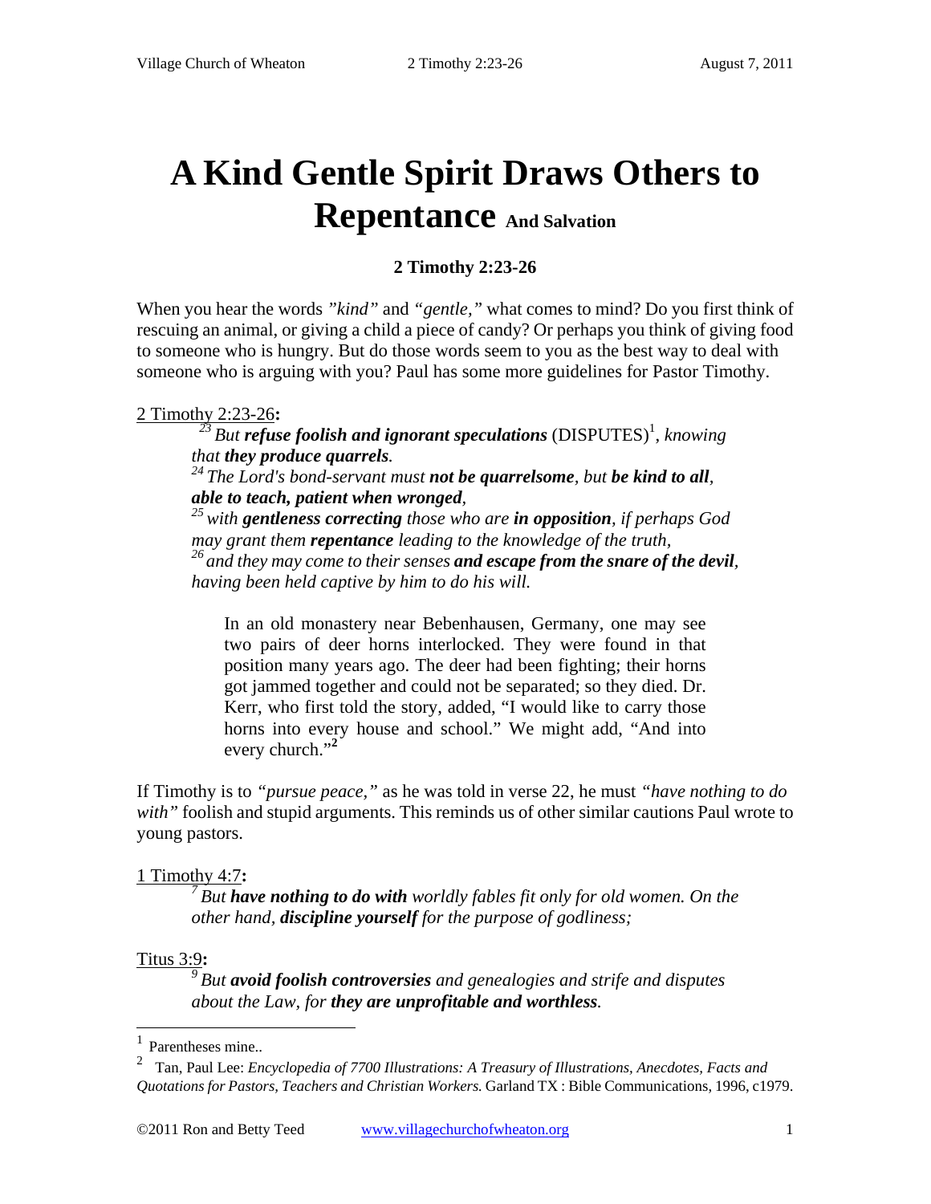# A Kind Gentle Spirit Draws Others to Repentance And Salvation

**2 Timothy 2:23-26**

When you hear the words *"kind"* and *"gentle,"* what comes to mind? Do you first think of rescuing an animal, or giving a child a piece of candy? Or perhaps you think of giving food to someone who is hungry. But do those words seem to you as the best way to deal with someone who is arguing with you? Paul has some more guidelines for Pastor Timothy.

2 Timothy 2:23-26**:**

> [23] *But* ***refuse foolish and ignorant speculations*** (DISPUTES)[1], *knowing that* ***they produce quarrels****.*
> [24] *The Lord's bond-servant must* ***not be quarrelsome****, but* ***be kind to all****,* ***able to teach, patient when wronged****,*
> [25] *with* ***gentleness correcting*** *those who are* ***in opposition****, if perhaps God may grant them* ***repentance*** *leading to the knowledge of the truth,*
> [26] *and they may come to their senses* ***and escape from the snare of the devil****, having been held captive by him to do his will.*

> In an old monastery near Bebenhausen, Germany, one may see two pairs of deer horns interlocked. They were found in that position many years ago. The deer had been fighting; their horns got jammed together and could not be separated; so they died. Dr. Kerr, who first told the story, added, "I would like to carry those horns into every house and school." We might add, "And into every church."[2]

If Timothy is to *"pursue peace,"* as he was told in verse 22, he must *"have nothing to do with"* foolish and stupid arguments. This reminds us of other similar cautions Paul wrote to young pastors.

1 Timothy 4:7**:**

> [7] *But* ***have nothing to do with*** *worldly fables fit only for old women. On the other hand,* ***discipline yourself*** *for the purpose of godliness;*

Titus 3:9**:**

> [9] *But* ***avoid foolish controversies*** *and genealogies and strife and disputes about the Law, for* ***they are unprofitable and worthless****.*

---

[1] Parentheses mine..

[2] Tan, Paul Lee: *Encyclopedia of 7700 Illustrations: A Treasury of Illustrations, Anecdotes, Facts and Quotations for Pastors, Teachers and Christian Workers.* Garland TX : Bible Communications, 1996, c1979.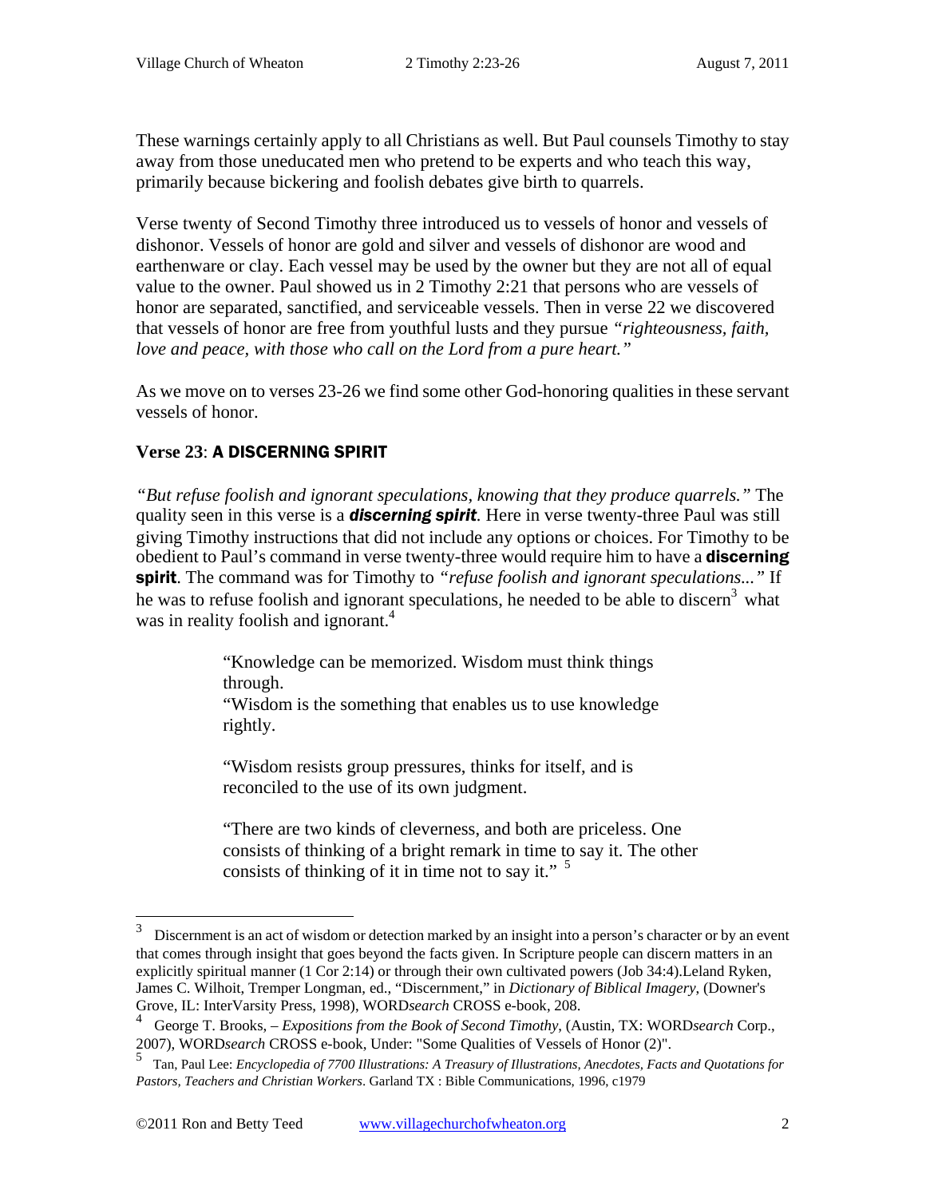These warnings certainly apply to all Christians as well. But Paul counsels Timothy to stay away from those uneducated men who pretend to be experts and who teach this way, primarily because bickering and foolish debates give birth to quarrels.

Verse twenty of Second Timothy three introduced us to vessels of honor and vessels of dishonor. Vessels of honor are gold and silver and vessels of dishonor are wood and earthenware or clay. Each vessel may be used by the owner but they are not all of equal value to the owner. Paul showed us in 2 Timothy 2:21 that persons who are vessels of honor are separated, sanctified, and serviceable vessels. Then in verse 22 we discovered that vessels of honor are free from youthful lusts and they pursue *"righteousness, faith, love and peace, with those who call on the Lord from a pure heart."*

As we move on to verses 23-26 we find some other God-honoring qualities in these servant vessels of honor.

**Verse 23**: **A DISCERNING SPIRIT**

*"But refuse foolish and ignorant speculations, knowing that they produce quarrels."* The quality seen in this verse is a ***discerning spirit***. Here in verse twenty-three Paul was still giving Timothy instructions that did not include any options or choices. For Timothy to be obedient to Paul's command in verse twenty-three would require him to have a **discerning spirit**. The command was for Timothy to *"refuse foolish and ignorant speculations..."* If he was to refuse foolish and ignorant speculations, he needed to be able to discern[3] what was in reality foolish and ignorant.[4]

> "Knowledge can be memorized. Wisdom must think things through.
> "Wisdom is the something that enables us to use knowledge rightly.
>
> "Wisdom resists group pressures, thinks for itself, and is reconciled to the use of its own judgment.
>
> "There are two kinds of cleverness, and both are priceless. One consists of thinking of a bright remark in time to say it. The other consists of thinking of it in time not to say it." [5]

---

[3] Discernment is an act of wisdom or detection marked by an insight into a person's character or by an event that comes through insight that goes beyond the facts given. In Scripture people can discern matters in an explicitly spiritual manner (1 Cor 2:14) or through their own cultivated powers (Job 34:4).Leland Ryken, James C. Wilhoit, Tremper Longman, ed., "Discernment," in *Dictionary of Biblical Imagery*, (Downer's Grove, IL: InterVarsity Press, 1998), WORD*search* CROSS e-book, 208.

[4] George T. Brooks, – *Expositions from the Book of Second Timothy*, (Austin, TX: WORD*search* Corp., 2007), WORD*search* CROSS e-book, Under: "Some Qualities of Vessels of Honor (2)".

[5] Tan, Paul Lee: *Encyclopedia of 7700 Illustrations: A Treasury of Illustrations, Anecdotes, Facts and Quotations for Pastors, Teachers and Christian Workers*. Garland TX : Bible Communications, 1996, c1979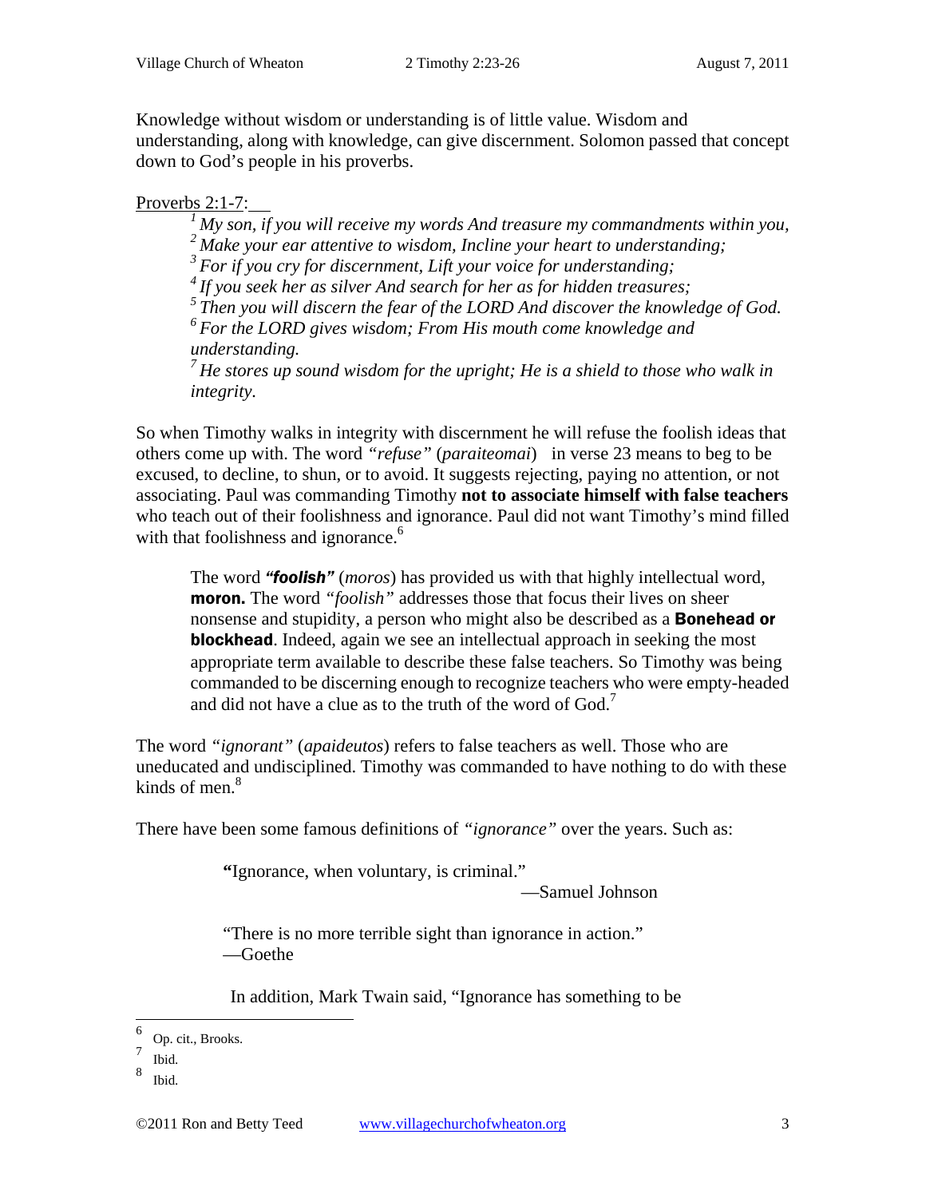Knowledge without wisdom or understanding is of little value. Wisdom and understanding, along with knowledge, can give discernment. Solomon passed that concept down to God's people in his proverbs.

Proverbs 2:1-7:

> [1] *My son, if you will receive my words And treasure my commandments within you,*
> [2] *Make your ear attentive to wisdom, Incline your heart to understanding;*
> [3] *For if you cry for discernment, Lift your voice for understanding;*
> [4] *If you seek her as silver And search for her as for hidden treasures;*
> [5] *Then you will discern the fear of the LORD And discover the knowledge of God.*
> [6] *For the LORD gives wisdom; From His mouth come knowledge and understanding.*
> [7] *He stores up sound wisdom for the upright; He is a shield to those who walk in integrity.*

So when Timothy walks in integrity with discernment he will refuse the foolish ideas that others come up with. The word *"refuse"* (*paraiteomai*) in verse 23 means to beg to be excused, to decline, to shun, or to avoid. It suggests rejecting, paying no attention, or not associating. Paul was commanding Timothy **not to associate himself with false teachers** who teach out of their foolishness and ignorance. Paul did not want Timothy's mind filled with that foolishness and ignorance.[6]

> The word ***"foolish"*** (*moros*) has provided us with that highly intellectual word, **moron.** The word *"foolish"* addresses those that focus their lives on sheer nonsense and stupidity, a person who might also be described as a **Bonehead or blockhead**. Indeed, again we see an intellectual approach in seeking the most appropriate term available to describe these false teachers. So Timothy was being commanded to be discerning enough to recognize teachers who were empty-headed and did not have a clue as to the truth of the word of God.[7]

The word *"ignorant"* (*apaideutos*) refers to false teachers as well. Those who are uneducated and undisciplined. Timothy was commanded to have nothing to do with these kinds of men.[8]

There have been some famous definitions of *"ignorance"* over the years. Such as:

> **"**Ignorance, when voluntary, is criminal."
> —Samuel Johnson

> "There is no more terrible sight than ignorance in action."
> —Goethe

In addition, Mark Twain said, "Ignorance has something to be

---

[6] Op. cit., Brooks.
[7] Ibid.
[8] Ibid.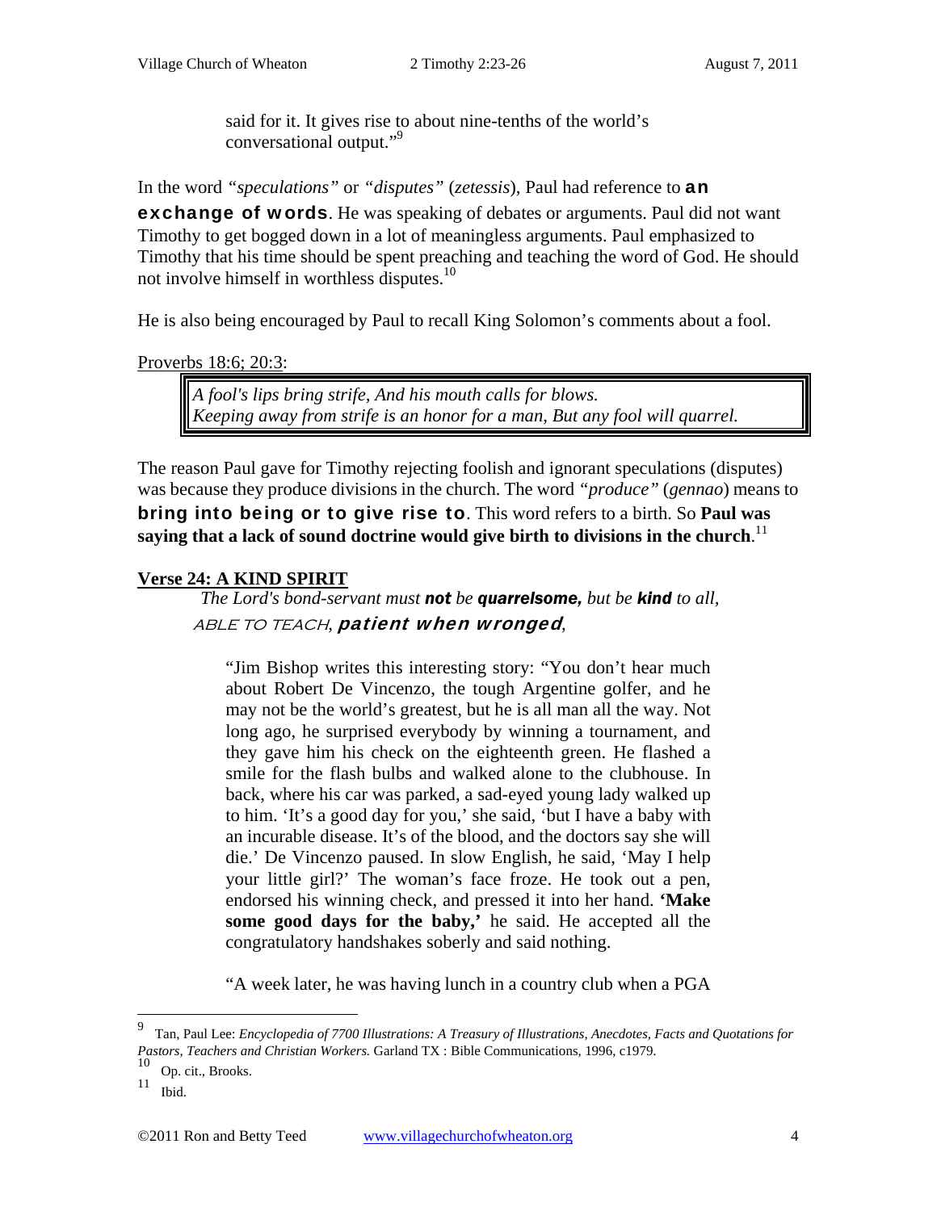> said for it. It gives rise to about nine-tenths of the world's conversational output."[9]

In the word *"speculations"* or *"disputes"* (*zetessis*), Paul had reference to **an exchange of words**. He was speaking of debates or arguments. Paul did not want Timothy to get bogged down in a lot of meaningless arguments. Paul emphasized to Timothy that his time should be spent preaching and teaching the word of God. He should not involve himself in worthless disputes.[10]

He is also being encouraged by Paul to recall King Solomon's comments about a fool.

Proverbs 18:6; 20:3:

> *A fool's lips bring strife, And his mouth calls for blows.*
> *Keeping away from strife is an honor for a man, But any fool will quarrel.*

The reason Paul gave for Timothy rejecting foolish and ignorant speculations (disputes) was because they produce divisions in the church. The word *"produce"* (*gennao*) means to **bring into being or to give rise to**. This word refers to a birth. So **Paul was saying that a lack of sound doctrine would give birth to divisions in the church**.[11]

**Verse 24: A KIND SPIRIT**

*The Lord's bond-servant must **not** be **quarrelsome,** but be **kind** to all,* ABLE TO TEACH, ***patient when wronged***,

> "Jim Bishop writes this interesting story: "You don't hear much about Robert De Vincenzo, the tough Argentine golfer, and he may not be the world's greatest, but he is all man all the way. Not long ago, he surprised everybody by winning a tournament, and they gave him his check on the eighteenth green. He flashed a smile for the flash bulbs and walked alone to the clubhouse. In back, where his car was parked, a sad-eyed young lady walked up to him. 'It's a good day for you,' she said, 'but I have a baby with an incurable disease. It's of the blood, and the doctors say she will die.' De Vincenzo paused. In slow English, he said, 'May I help your little girl?' The woman's face froze. He took out a pen, endorsed his winning check, and pressed it into her hand. **'Make some good days for the baby,'** he said. He accepted all the congratulatory handshakes soberly and said nothing.
>
> "A week later, he was having lunch in a country club when a PGA

---

[9] Tan, Paul Lee: *Encyclopedia of 7700 Illustrations: A Treasury of Illustrations, Anecdotes, Facts and Quotations for Pastors, Teachers and Christian Workers.* Garland TX : Bible Communications, 1996, c1979.

[10] Op. cit., Brooks.

[11] Ibid.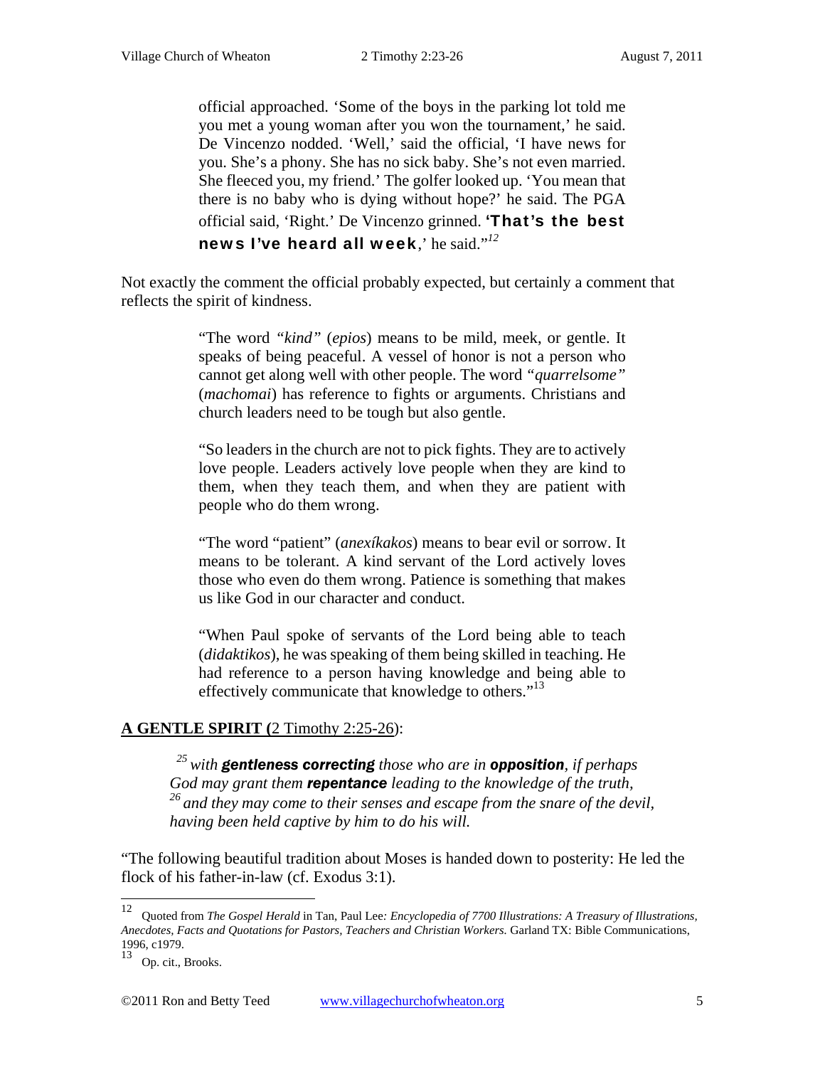> official approached. 'Some of the boys in the parking lot told me you met a young woman after you won the tournament,' he said. De Vincenzo nodded. 'Well,' said the official, 'I have news for you. She's a phony. She has no sick baby. She's not even married. She fleeced you, my friend.' The golfer looked up. 'You mean that there is no baby who is dying without hope?' he said. The PGA official said, 'Right.' De Vincenzo grinned. **'That's the best news I've heard all week**,' he said."[12]

Not exactly the comment the official probably expected, but certainly a comment that reflects the spirit of kindness.

> "The word *"kind"* (*epios*) means to be mild, meek, or gentle. It speaks of being peaceful. A vessel of honor is not a person who cannot get along well with other people. The word *"quarrelsome"* (*machomai*) has reference to fights or arguments. Christians and church leaders need to be tough but also gentle.
>
> "So leaders in the church are not to pick fights. They are to actively love people. Leaders actively love people when they are kind to them, when they teach them, and when they are patient with people who do them wrong.
>
> "The word "patient" (*anexíkakos*) means to bear evil or sorrow. It means to be tolerant. A kind servant of the Lord actively loves those who even do them wrong. Patience is something that makes us like God in our character and conduct.
>
> "When Paul spoke of servants of the Lord being able to teach (*didaktikos*), he was speaking of them being skilled in teaching. He had reference to a person having knowledge and being able to effectively communicate that knowledge to others."[13]

## A GENTLE SPIRIT (2 Timothy 2:25-26):

> [25] *with* ***gentleness correcting*** *those who are in* ***opposition****, if perhaps God may grant them* ***repentance*** *leading to the knowledge of the truth,* [26] *and they may come to their senses and escape from the snare of the devil, having been held captive by him to do his will.*

"The following beautiful tradition about Moses is handed down to posterity: He led the flock of his father-in-law (cf. Exodus 3:1).

---

[12] Quoted from *The Gospel Herald* in Tan, Paul Lee*: Encyclopedia of 7700 Illustrations: A Treasury of Illustrations, Anecdotes, Facts and Quotations for Pastors, Teachers and Christian Workers.* Garland TX: Bible Communications, 1996, c1979.

[13] Op. cit., Brooks.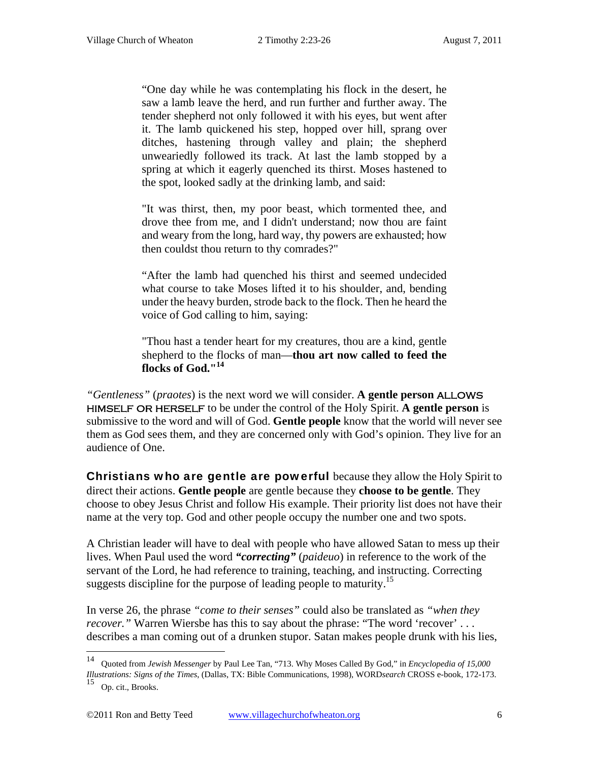> "One day while he was contemplating his flock in the desert, he saw a lamb leave the herd, and run further and further away. The tender shepherd not only followed it with his eyes, but went after it. The lamb quickened his step, hopped over hill, sprang over ditches, hastening through valley and plain; the shepherd unweariedly followed its track. At last the lamb stopped by a spring at which it eagerly quenched its thirst. Moses hastened to the spot, looked sadly at the drinking lamb, and said:
>
> "It was thirst, then, my poor beast, which tormented thee, and drove thee from me, and I didn't understand; now thou are faint and weary from the long, hard way, thy powers are exhausted; how then couldst thou return to thy comrades?"
>
> "After the lamb had quenched his thirst and seemed undecided what course to take Moses lifted it to his shoulder, and, bending under the heavy burden, strode back to the flock. Then he heard the voice of God calling to him, saying:
>
> "Thou hast a tender heart for my creatures, thou are a kind, gentle shepherd to the flocks of man—**thou art now called to feed the flocks of God."**[14]

*"Gentleness"* (*praotes*) is the next word we will consider. **A gentle person** ALLOWS HIMSELF OR HERSELF to be under the control of the Holy Spirit. **A gentle person** is submissive to the word and will of God. **Gentle people** know that the world will never see them as God sees them, and they are concerned only with God's opinion. They live for an audience of One.

**Christians who are gentle are powerful** because they allow the Holy Spirit to direct their actions. **Gentle people** are gentle because they **choose to be gentle**. They choose to obey Jesus Christ and follow His example. Their priority list does not have their name at the very top. God and other people occupy the number one and two spots.

A Christian leader will have to deal with people who have allowed Satan to mess up their lives. When Paul used the word ***"correcting"*** (*paideuo*) in reference to the work of the servant of the Lord, he had reference to training, teaching, and instructing. Correcting suggests discipline for the purpose of leading people to maturity.[15]

In verse 26, the phrase *"come to their senses"* could also be translated as *"when they recover."* Warren Wiersbe has this to say about the phrase: "The word 'recover' . . . describes a man coming out of a drunken stupor. Satan makes people drunk with his lies,

---

[14] Quoted from *Jewish Messenger* by Paul Lee Tan, "713. Why Moses Called By God," in *Encyclopedia of 15,000 Illustrations: Signs of the Times*, (Dallas, TX: Bible Communications, 1998), WORD*search* CROSS e-book, 172-173.

[15] Op. cit., Brooks.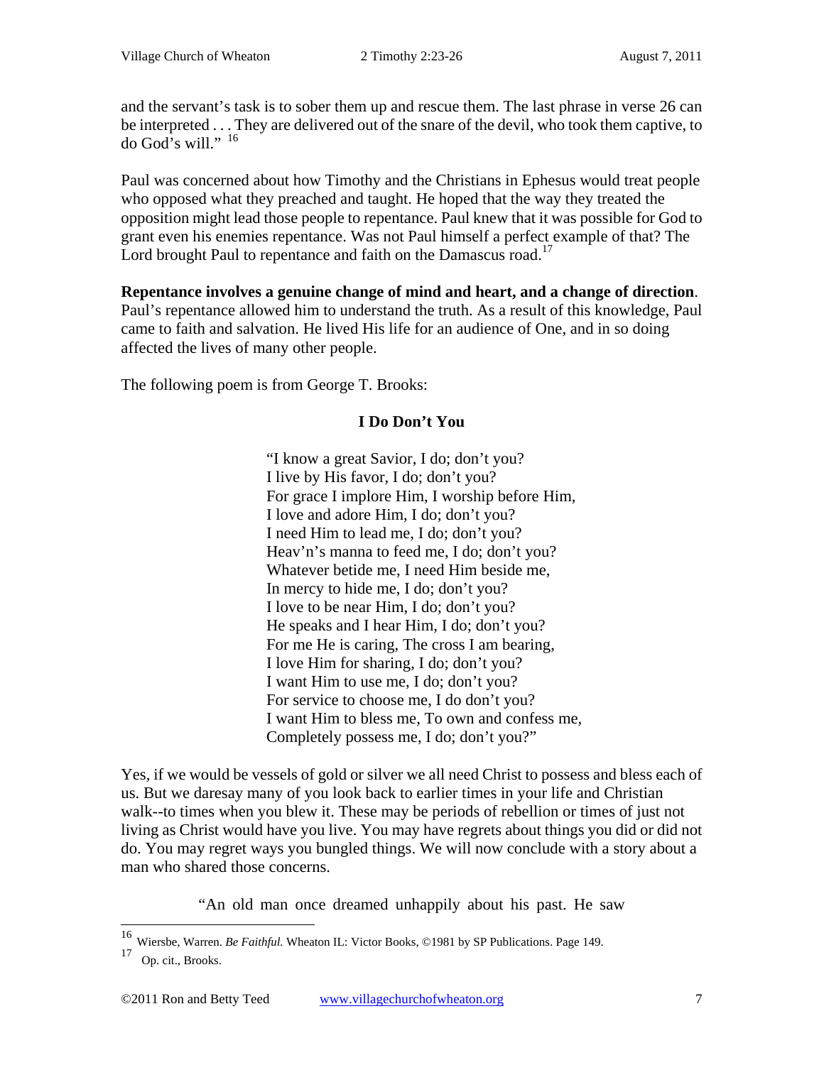and the servant's task is to sober them up and rescue them. The last phrase in verse 26 can be interpreted . . . They are delivered out of the snare of the devil, who took them captive, to do God's will."[16]

Paul was concerned about how Timothy and the Christians in Ephesus would treat people who opposed what they preached and taught. He hoped that the way they treated the opposition might lead those people to repentance. Paul knew that it was possible for God to grant even his enemies repentance. Was not Paul himself a perfect example of that? The Lord brought Paul to repentance and faith on the Damascus road.[17]

**Repentance involves a genuine change of mind and heart, and a change of direction**. Paul's repentance allowed him to understand the truth. As a result of this knowledge, Paul came to faith and salvation. He lived His life for an audience of One, and in so doing affected the lives of many other people.

The following poem is from George T. Brooks:

**I Do Don't You**

"I know a great Savior, I do; don't you?
I live by His favor, I do; don't you?
For grace I implore Him, I worship before Him,
I love and adore Him, I do; don't you?
I need Him to lead me, I do; don't you?
Heav'n's manna to feed me, I do; don't you?
Whatever betide me, I need Him beside me,
In mercy to hide me, I do; don't you?
I love to be near Him, I do; don't you?
He speaks and I hear Him, I do; don't you?
For me He is caring, The cross I am bearing,
I love Him for sharing, I do; don't you?
I want Him to use me, I do; don't you?
For service to choose me, I do don't you?
I want Him to bless me, To own and confess me,
Completely possess me, I do; don't you?"

Yes, if we would be vessels of gold or silver we all need Christ to possess and bless each of us. But we daresay many of you look back to earlier times in your life and Christian walk--to times when you blew it. These may be periods of rebellion or times of just not living as Christ would have you live. You may have regrets about things you did or did not do. You may regret ways you bungled things. We will now conclude with a story about a man who shared those concerns.

"An old man once dreamed unhappily about his past. He saw

---

[16] Wiersbe, Warren. *Be Faithful.* Wheaton IL: Victor Books, ©1981 by SP Publications. Page 149.

[17] Op. cit., Brooks.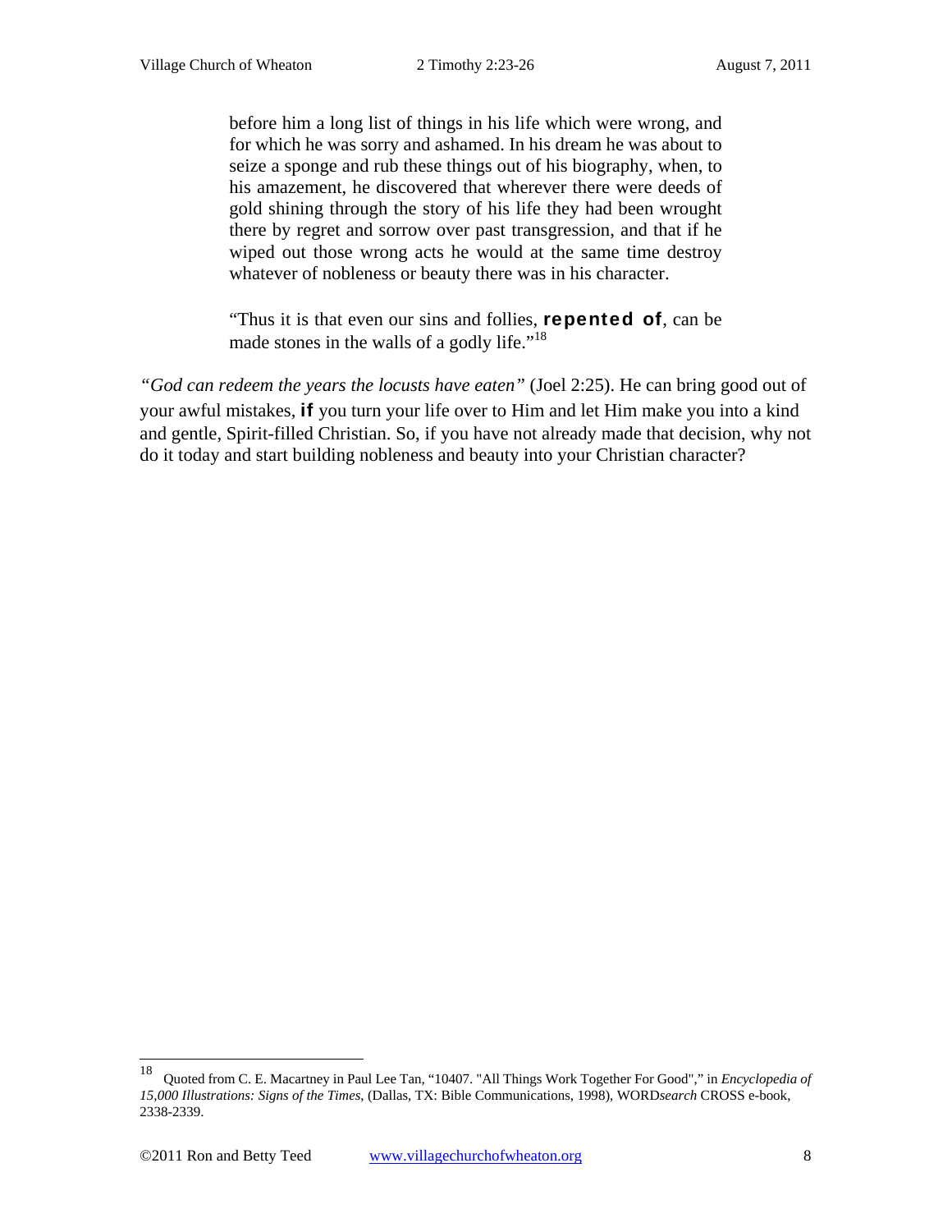> before him a long list of things in his life which were wrong, and for which he was sorry and ashamed. In his dream he was about to seize a sponge and rub these things out of his biography, when, to his amazement, he discovered that wherever there were deeds of gold shining through the story of his life they had been wrought there by regret and sorrow over past transgression, and that if he wiped out those wrong acts he would at the same time destroy whatever of nobleness or beauty there was in his character.
>
> "Thus it is that even our sins and follies, **repented of**, can be made stones in the walls of a godly life."[18]

*"God can redeem the years the locusts have eaten"* (Joel 2:25). He can bring good out of your awful mistakes, **if** you turn your life over to Him and let Him make you into a kind and gentle, Spirit-filled Christian. So, if you have not already made that decision, why not do it today and start building nobleness and beauty into your Christian character?

---

[18] Quoted from C. E. Macartney in Paul Lee Tan, "10407. "All Things Work Together For Good"," in *Encyclopedia of 15,000 Illustrations: Signs of the Times*, (Dallas, TX: Bible Communications, 1998), WORD*search* CROSS e-book, 2338-2339.